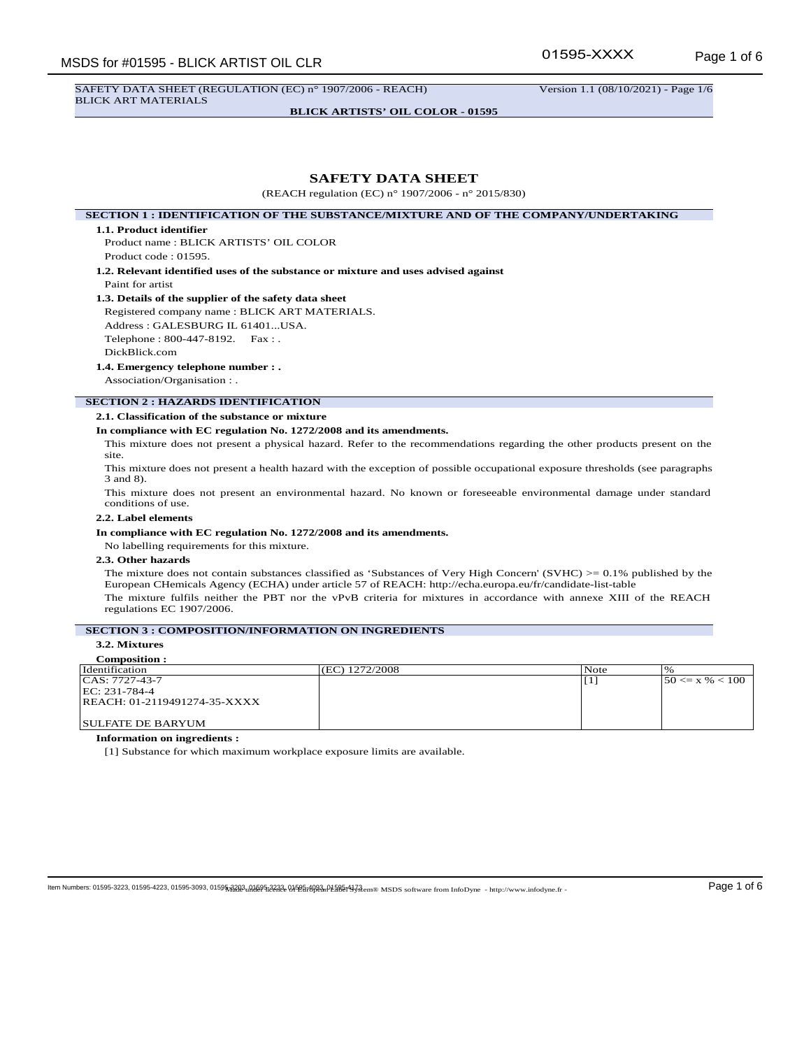# SAFETY DATA SHEET

(REACH regulation (EC) n° 1907/2006 - n° 2015/830)

## SECTION 1 : IDENTIFICATION OF THE SUBSTANCE/MIXTURE AND OF THE COMPANY/UNDERTAKING

### 1.1. Product identifier

Product name : BLICK ARTISTS' OIL COLOR

Product code : 01595.

### 1.2. Relevant identified uses of the substance or mixture and uses advised against

Paint for artist

### 1.3. Details of the supplier of the safety data sheet

Registered company name : BLICK ART MATERIALS.

Address : GALESBURG IL 61401...USA.

Telephone : 800-447-8192. Fax : .

DickBlick.com

### 1.4. Emergency telephone number : .

Association/Organisation : .

## SECTION 2 : HAZARDS IDENTIFICATION

### 2.1. Classification of the substance or mixture

**In compliance with EC regulation No. 1272/2008 and its amendments.**

This mixture does not present a physical hazard. Refer to the recommendations regarding the other products present on the site.

This mixture does not present a health hazard with the exception of possible occupational exposure thresholds (see paragraphs 3 and 8).

This mixture does not present an environmental hazard. No known or foreseeable environmental damage under standard conditions of use.

### 2.2. Label elements

**In compliance with EC regulation No. 1272/2008 and its amendments.**

No labelling requirements for this mixture.

### 2.3. Other hazards

The mixture does not contain substances classified as 'Substances of Very High Concern' (SVHC) >= 0.1% published by the European CHemicals Agency (ECHA) under article 57 of REACH: http://echa.europa.eu/fr/candidate-list-table

The mixture fulfils neither the PBT nor the vPvB criteria for mixtures in accordance with annexe XIII of the REACH regulations EC 1907/2006.

## SECTION 3 : COMPOSITION/INFORMATION ON INGREDIENTS

### 3.2. Mixtures

**Composition :**

| Identification | (EC) 1272/2008 | Note | % |
|---|---|---|---|
| CAS: 7727-43-7<br>EC: 231-784-4<br>REACH: 01-2119491274-35-XXXX<br><br>SULFATE DE BARYUM | | [1] | 50 <= x % < 100 |

**Information on ingredients :**

[1] Substance for which maximum workplace exposure limits are available.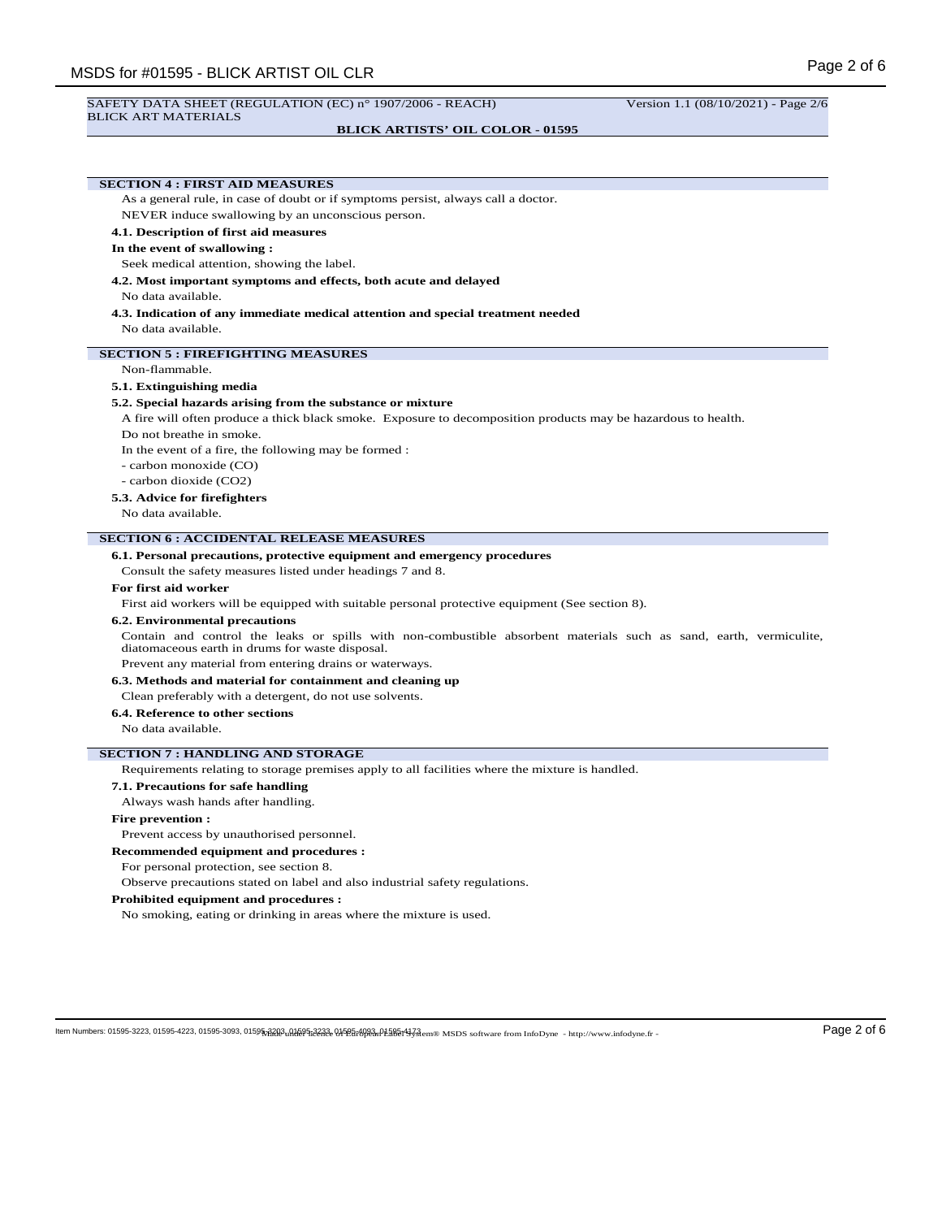## SECTION 4 : FIRST AID MEASURES

As a general rule, in case of doubt or if symptoms persist, always call a doctor.

NEVER induce swallowing by an unconscious person.

### 4.1. Description of first aid measures

**In the event of swallowing :**

Seek medical attention, showing the label.

### 4.2. Most important symptoms and effects, both acute and delayed

No data available.

### 4.3. Indication of any immediate medical attention and special treatment needed

No data available.

## SECTION 5 : FIREFIGHTING MEASURES

Non-flammable.

### 5.1. Extinguishing media

### 5.2. Special hazards arising from the substance or mixture

A fire will often produce a thick black smoke. Exposure to decomposition products may be hazardous to health.

Do not breathe in smoke.

In the event of a fire, the following may be formed :

- carbon monoxide (CO)
- carbon dioxide ($CO_2$)

### 5.3. Advice for firefighters

No data available.

## SECTION 6 : ACCIDENTAL RELEASE MEASURES

### 6.1. Personal precautions, protective equipment and emergency procedures

Consult the safety measures listed under headings 7 and 8.

**For first aid worker**

First aid workers will be equipped with suitable personal protective equipment (See section 8).

### 6.2. Environmental precautions

Contain and control the leaks or spills with non-combustible absorbent materials such as sand, earth, vermiculite, diatomaceous earth in drums for waste disposal.

Prevent any material from entering drains or waterways.

### 6.3. Methods and material for containment and cleaning up

Clean preferably with a detergent, do not use solvents.

### 6.4. Reference to other sections

No data available.

## SECTION 7 : HANDLING AND STORAGE

Requirements relating to storage premises apply to all facilities where the mixture is handled.

### 7.1. Precautions for safe handling

Always wash hands after handling.

**Fire prevention :**

Prevent access by unauthorised personnel.

**Recommended equipment and procedures :**

For personal protection, see section 8.

Observe precautions stated on label and also industrial safety regulations.

**Prohibited equipment and procedures :**

No smoking, eating or drinking in areas where the mixture is used.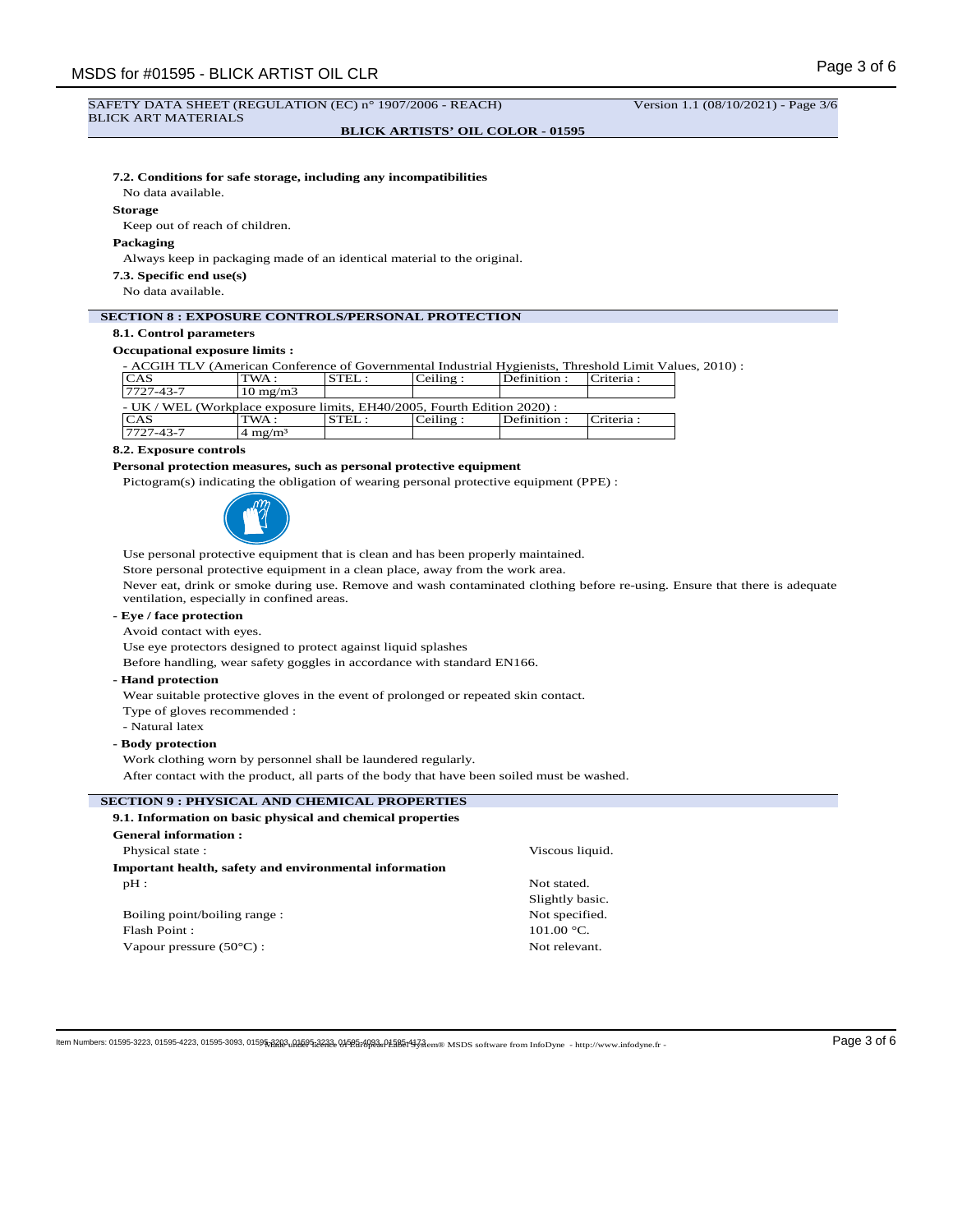SAFETY DATA SHEET (REGULATION (EC) n° 1907/2006 - REACH) Version 1.1 (08/10/2021) - Page 3/6
BLICK ART MATERIALS

**BLICK ARTISTS' OIL COLOR - 01595**

**7.2. Conditions for safe storage, including any incompatibilities**

No data available.

**Storage**

Keep out of reach of children.

**Packaging**

Always keep in packaging made of an identical material to the original.

**7.3. Specific end use(s)**

No data available.

## SECTION 8 : EXPOSURE CONTROLS/PERSONAL PROTECTION

**8.1. Control parameters**

**Occupational exposure limits :**

- ACGIH TLV (American Conference of Governmental Industrial Hygienists, Threshold Limit Values, 2010) :

| CAS | TWA : | STEL : | Ceiling : | Definition : | Criteria : |
|---|---|---|---|---|---|
| 7727-43-7 | 10 mg/m3 | | | | |

- UK / WEL (Workplace exposure limits, EH40/2005, Fourth Edition 2020) :

| CAS | TWA : | STEL : | Ceiling : | Definition : | Criteria : |
|---|---|---|---|---|---|
| 7727-43-7 | 4 mg/m³ | | | | |

**8.2. Exposure controls**

**Personal protection measures, such as personal protective equipment**

Pictogram(s) indicating the obligation of wearing personal protective equipment (PPE) :

Use personal protective equipment that is clean and has been properly maintained.

Store personal protective equipment in a clean place, away from the work area.

Never eat, drink or smoke during use. Remove and wash contaminated clothing before re-using. Ensure that there is adequate ventilation, especially in confined areas.

**- Eye / face protection**

Avoid contact with eyes.

Use eye protectors designed to protect against liquid splashes

Before handling, wear safety goggles in accordance with standard EN166.

**- Hand protection**

Wear suitable protective gloves in the event of prolonged or repeated skin contact.

Type of gloves recommended :

- Natural latex

**- Body protection**

Work clothing worn by personnel shall be laundered regularly.

After contact with the product, all parts of the body that have been soiled must be washed.

## SECTION 9 : PHYSICAL AND CHEMICAL PROPERTIES

**9.1. Information on basic physical and chemical properties**

**General information :**

Physical state : Viscous liquid.

**Important health, safety and environmental information**

pH : Not stated.
Slightly basic.

Boiling point/boiling range : Not specified.

Flash Point : 101.00 °C.

Vapour pressure (50°C) : Not relevant.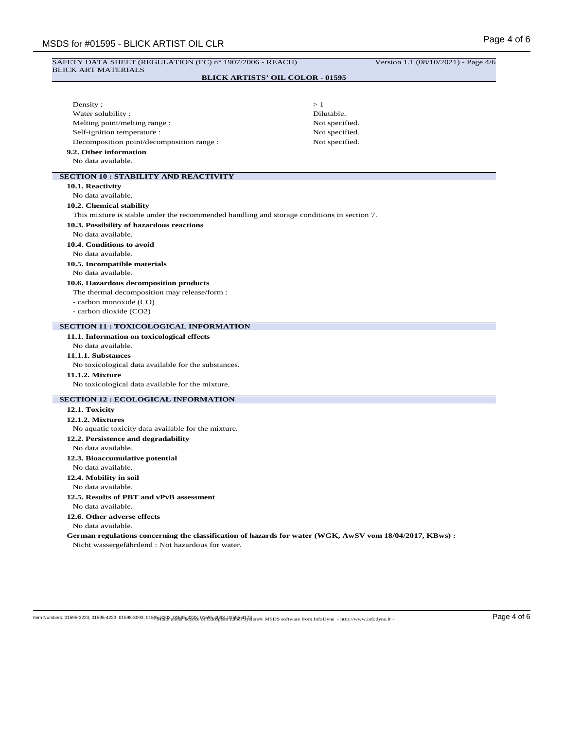| | |
|---|---|
| Density : | > 1 |
| Water solubility : | Dilutable. |
| Melting point/melting range : | Not specified. |
| Self-ignition temperature : | Not specified. |
| Decomposition point/decomposition range : | Not specified. |

**9.2. Other information**

No data available.

## SECTION 10 : STABILITY AND REACTIVITY

**10.1. Reactivity**

No data available.

**10.2. Chemical stability**

This mixture is stable under the recommended handling and storage conditions in section 7.

**10.3. Possibility of hazardous reactions**

No data available.

**10.4. Conditions to avoid**

No data available.

**10.5. Incompatible materials**

No data available.

**10.6. Hazardous decomposition products**

The thermal decomposition may release/form :

- carbon monoxide (CO)
- carbon dioxide ($CO_2$)

## SECTION 11 : TOXICOLOGICAL INFORMATION

**11.1. Information on toxicological effects**

No data available.

**11.1.1. Substances**

No toxicological data available for the substances.

**11.1.2. Mixture**

No toxicological data available for the mixture.

## SECTION 12 : ECOLOGICAL INFORMATION

**12.1. Toxicity**

**12.1.2. Mixtures**

No aquatic toxicity data available for the mixture.

**12.2. Persistence and degradability**

No data available.

**12.3. Bioaccumulative potential**

No data available.

**12.4. Mobility in soil**

No data available.

**12.5. Results of PBT and vPvB assessment**

No data available.

**12.6. Other adverse effects**

No data available.

**German regulations concerning the classification of hazards for water (WGK, AwSV vom 18/04/2017, KBws) :**

Nicht wassergefährdend : Not hazardous for water.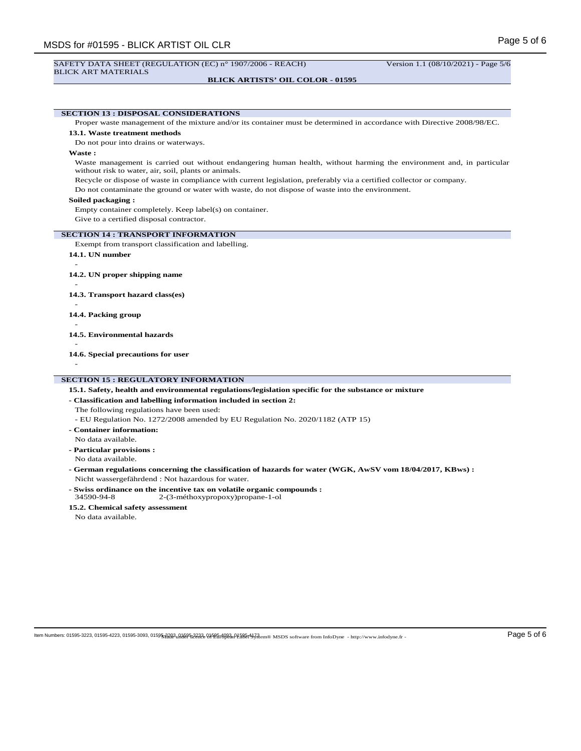## SECTION 13 : DISPOSAL CONSIDERATIONS

Proper waste management of the mixture and/or its container must be determined in accordance with Directive 2008/98/EC.

### 13.1. Waste treatment methods

Do not pour into drains or waterways.

**Waste :**

Waste management is carried out without endangering human health, without harming the environment and, in particular without risk to water, air, soil, plants or animals.

Recycle or dispose of waste in compliance with current legislation, preferably via a certified collector or company.

Do not contaminate the ground or water with waste, do not dispose of waste into the environment.

**Soiled packaging :**

Empty container completely. Keep label(s) on container.

Give to a certified disposal contractor.

## SECTION 14 : TRANSPORT INFORMATION

Exempt from transport classification and labelling.

### 14.1. UN number

-

### 14.2. UN proper shipping name

-

### 14.3. Transport hazard class(es)

-

### 14.4. Packing group

-

### 14.5. Environmental hazards

-

### 14.6. Special precautions for user

-

## SECTION 15 : REGULATORY INFORMATION

### 15.1. Safety, health and environmental regulations/legislation specific for the substance or mixture

**- Classification and labelling information included in section 2:**

The following regulations have been used:

- EU Regulation No. 1272/2008 amended by EU Regulation No. 2020/1182 (ATP 15)

**- Container information:**

No data available.

**- Particular provisions :**

No data available.

**- German regulations concerning the classification of hazards for water (WGK, AwSV vom 18/04/2017, KBws) :**

Nicht wassergefährdend : Not hazardous for water.

**- Swiss ordinance on the incentive tax on volatile organic compounds :**

34590-94-8 2-(3-méthoxypropoxy)propane-1-ol

### 15.2. Chemical safety assessment

No data available.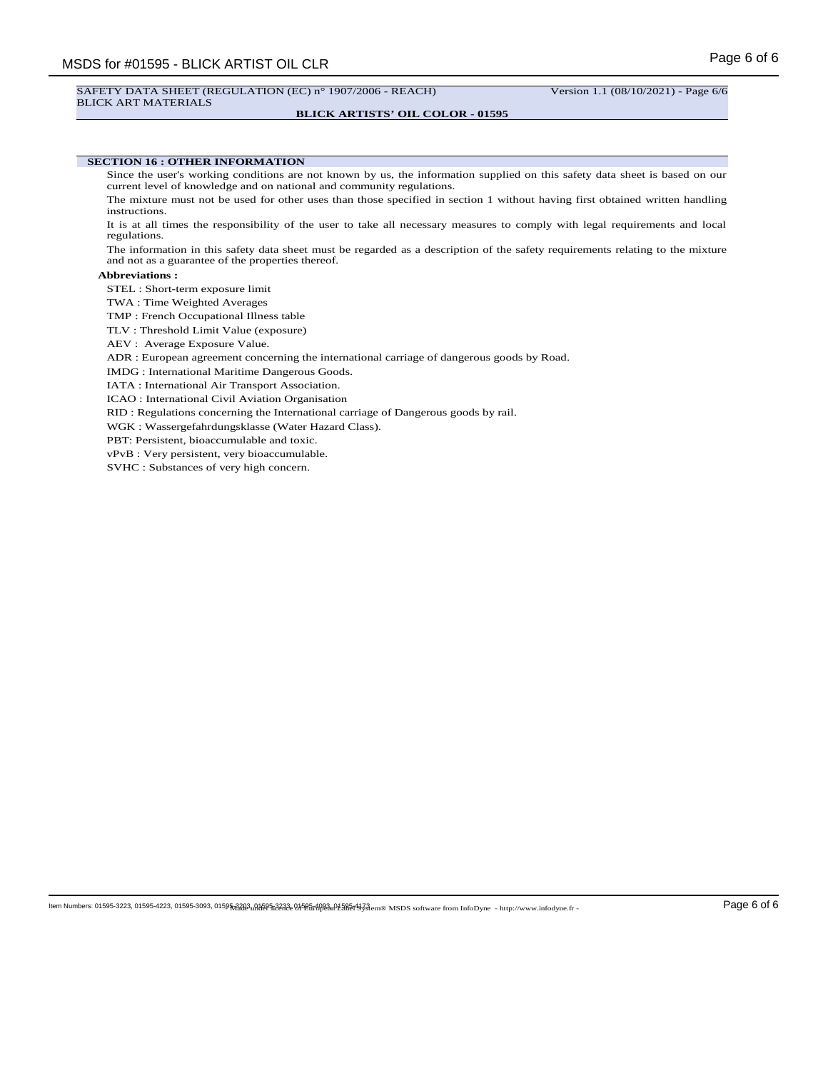## SECTION 16 : OTHER INFORMATION

Since the user's working conditions are not known by us, the information supplied on this safety data sheet is based on our current level of knowledge and on national and community regulations.

The mixture must not be used for other uses than those specified in section 1 without having first obtained written handling instructions.

It is at all times the responsibility of the user to take all necessary measures to comply with legal requirements and local regulations.

The information in this safety data sheet must be regarded as a description of the safety requirements relating to the mixture and not as a guarantee of the properties thereof.

**Abbreviations :**

STEL : Short-term exposure limit

TWA : Time Weighted Averages

TMP : French Occupational Illness table

TLV : Threshold Limit Value (exposure)

AEV : Average Exposure Value.

ADR : European agreement concerning the international carriage of dangerous goods by Road.

IMDG : International Maritime Dangerous Goods.

IATA : International Air Transport Association.

ICAO : International Civil Aviation Organisation

RID : Regulations concerning the International carriage of Dangerous goods by rail.

WGK : Wassergefahrdungsklasse (Water Hazard Class).

PBT: Persistent, bioaccumulable and toxic.

vPvB : Very persistent, very bioaccumulable.

SVHC : Substances of very high concern.